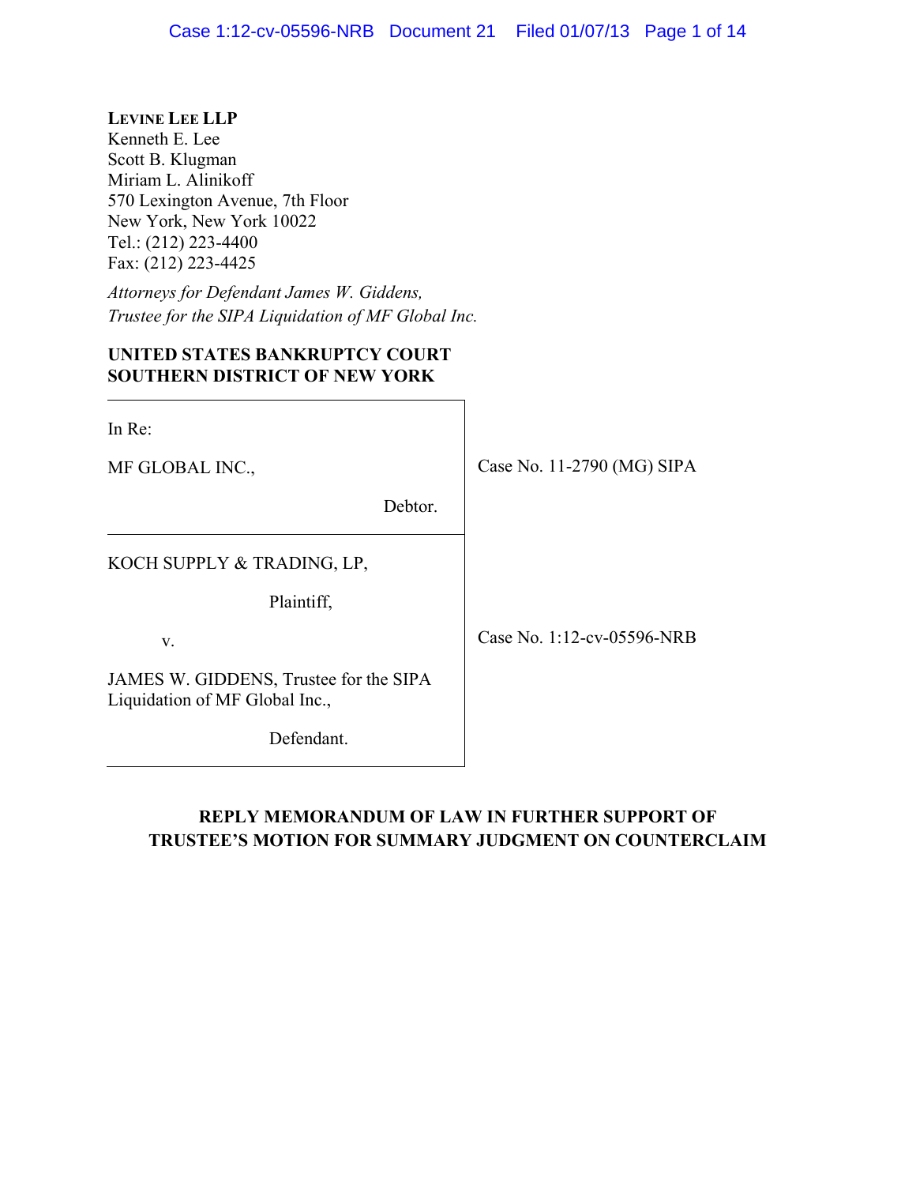**LEVINE LEE LLP**
Kenneth E. Lee
Scott B. Klugman
Miriam L. Alinikoff
570 Lexington Avenue, 7th Floor
New York, New York 10022
Tel.: (212) 223-4400
Fax: (212) 223-4425

*Attorneys for Defendant James W. Giddens,*
*Trustee for the SIPA Liquidation of MF Global Inc.*

**UNITED STATES BANKRUPTCY COURT**
**SOUTHERN DISTRICT OF NEW YORK**

| | |
|---|---|
| In Re:<br><br>MF GLOBAL INC.,<br><br>Debtor. | Case No. 11-2790 (MG) SIPA |
| KOCH SUPPLY & TRADING, LP,<br><br>Plaintiff,<br><br>v.<br><br>JAMES W. GIDDENS, Trustee for the SIPA Liquidation of MF Global Inc.,<br><br>Defendant. | Case No. 1:12-cv-05596-NRB |

**REPLY MEMORANDUM OF LAW IN FURTHER SUPPORT OF TRUSTEE'S MOTION FOR SUMMARY JUDGMENT ON COUNTERCLAIM**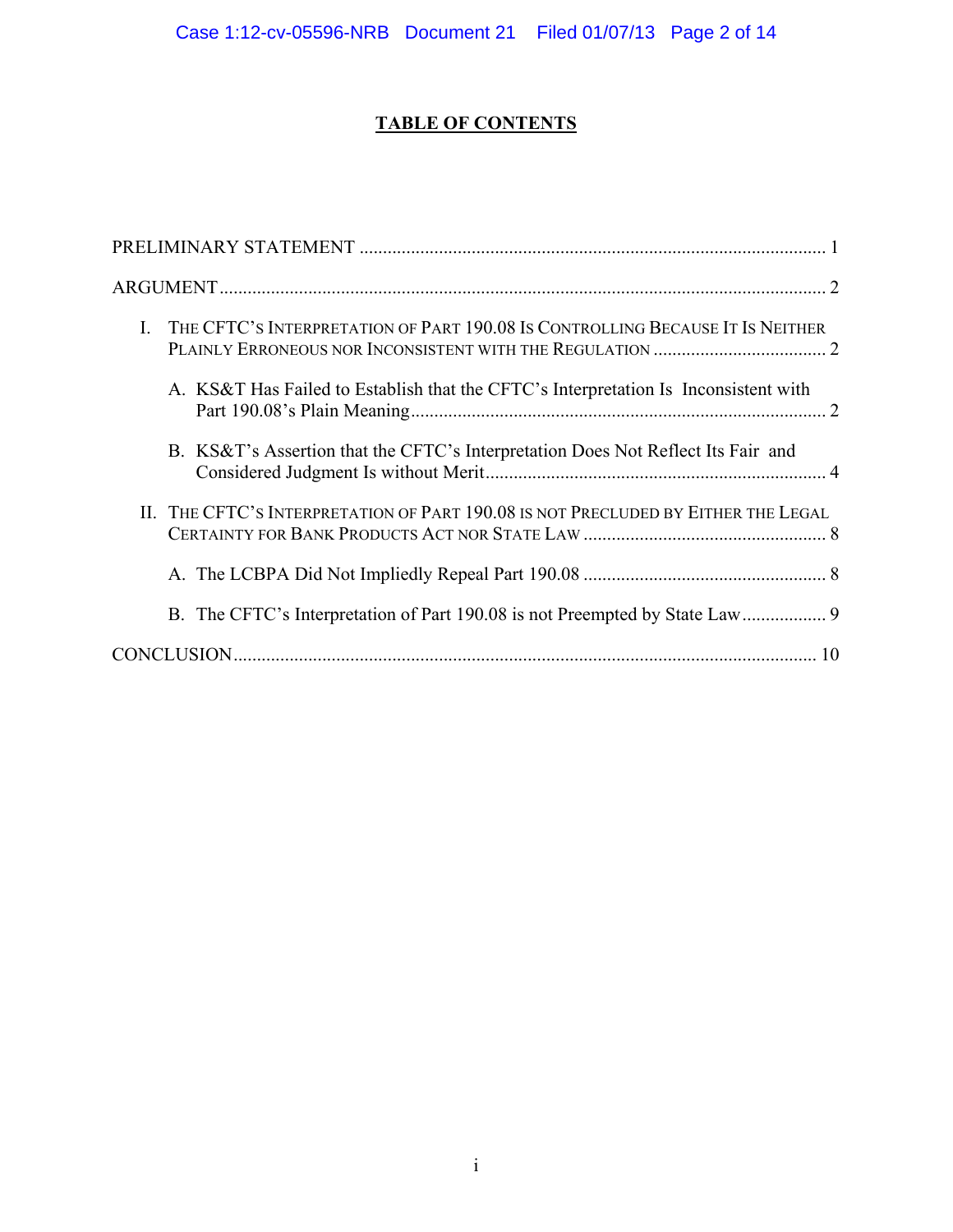# TABLE OF CONTENTS

PRELIMINARY STATEMENT ..... 1

ARGUMENT ..... 2

I. THE CFTC'S INTERPRETATION OF PART 190.08 IS CONTROLLING BECAUSE IT IS NEITHER PLAINLY ERRONEOUS NOR INCONSISTENT WITH THE REGULATION ..... 2

  A. KS&T Has Failed to Establish that the CFTC's Interpretation Is Inconsistent with Part 190.08's Plain Meaning ..... 2

  B. KS&T's Assertion that the CFTC's Interpretation Does Not Reflect Its Fair and Considered Judgment Is without Merit ..... 4

II. THE CFTC'S INTERPRETATION OF PART 190.08 IS NOT PRECLUDED BY EITHER THE LEGAL CERTAINTY FOR BANK PRODUCTS ACT NOR STATE LAW ..... 8

  A. The LCBPA Did Not Impliedly Repeal Part 190.08 ..... 8

  B. The CFTC's Interpretation of Part 190.08 is not Preempted by State Law ..... 9

CONCLUSION ..... 10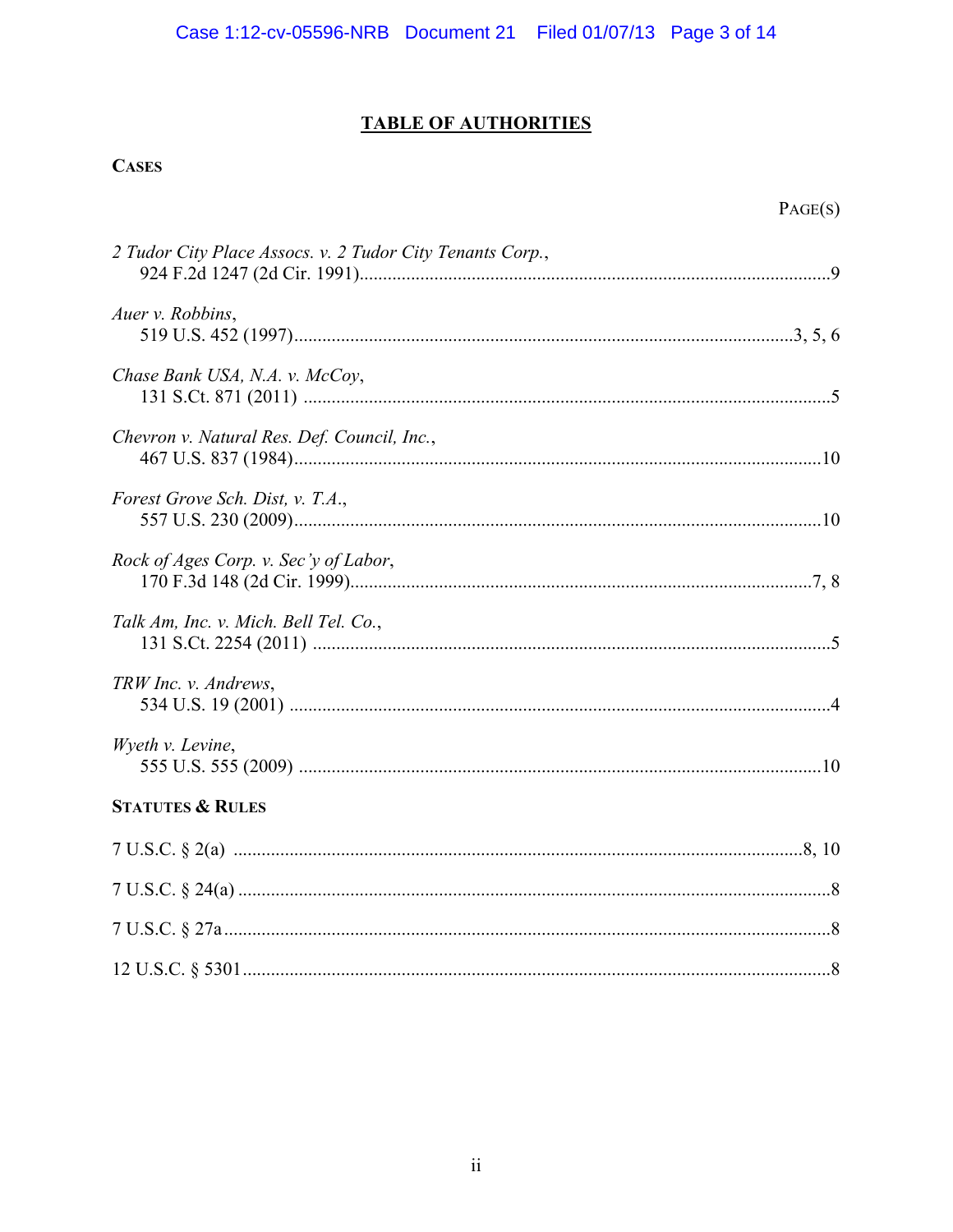# TABLE OF AUTHORITIES

## CASES

PAGE(S)

*2 Tudor City Place Assocs. v. 2 Tudor City Tenants Corp.*,
924 F.2d 1247 (2d Cir. 1991)....................................................................................................9

*Auer v. Robbins*,
519 U.S. 452 (1997)...........................................................................................................3, 5, 6

*Chase Bank USA, N.A. v. McCoy*,
131 S.Ct. 871 (2011) .................................................................................................................5

*Chevron v. Natural Res. Def. Council, Inc.*,
467 U.S. 837 (1984)................................................................................................................10

*Forest Grove Sch. Dist, v. T.A.*,
557 U.S. 230 (2009)................................................................................................................10

*Rock of Ages Corp. v. Sec'y of Labor*,
170 F.3d 148 (2d Cir. 1999)................................................................................................7, 8

*Talk Am, Inc. v. Mich. Bell Tel. Co.*,
131 S.Ct. 2254 (2011) ..............................................................................................................5

*TRW Inc. v. Andrews*,
534 U.S. 19 (2001) ...................................................................................................................4

*Wyeth v. Levine*,
555 U.S. 555 (2009) ...............................................................................................................10

## STATUTES & RULES

7 U.S.C. § 2(a) ...........................................................................................................................8, 10

7 U.S.C. § 24(a) ...............................................................................................................................8

7 U.S.C. § 27a ...................................................................................................................................8

12 U.S.C. § 5301 ...............................................................................................................................8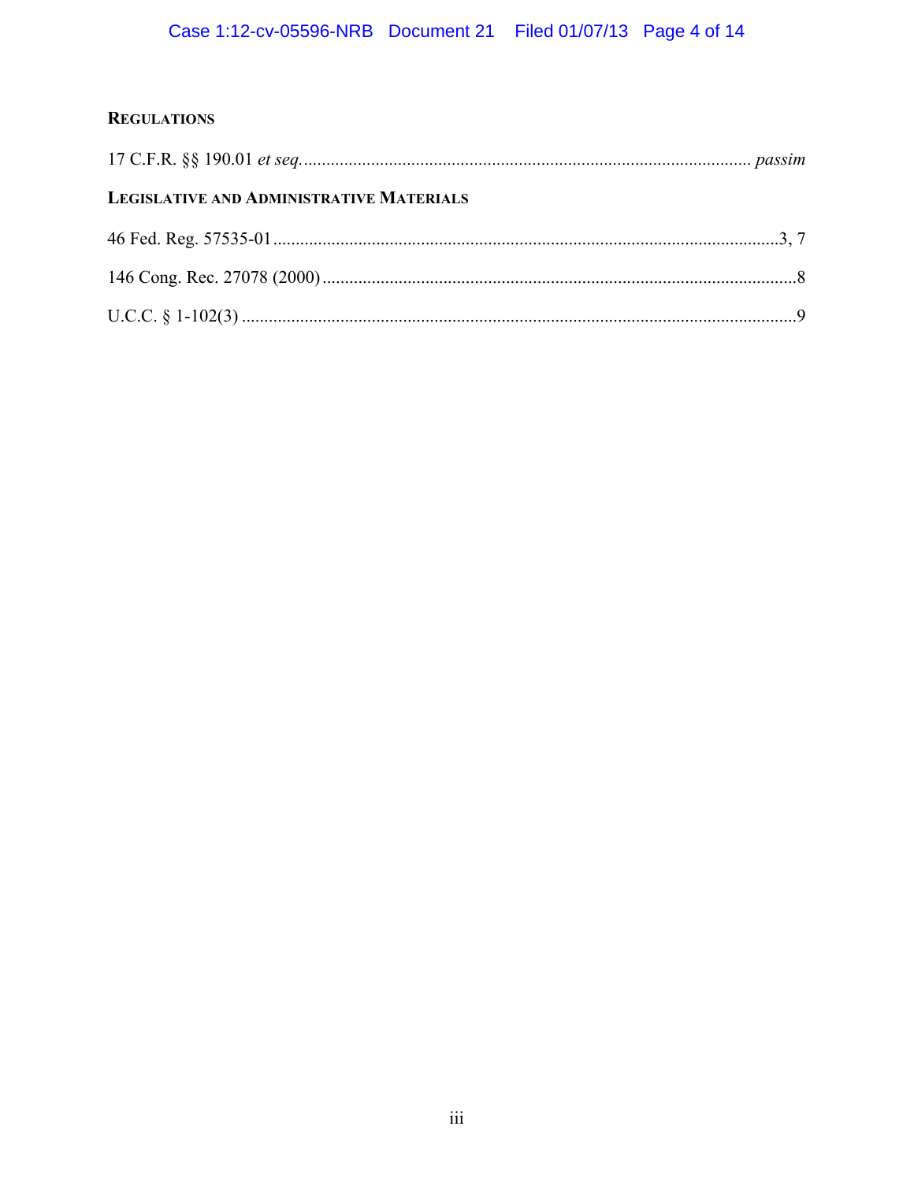**REGULATIONS**

17 C.F.R. §§ 190.01 *et seq.* .................................................................................................... *passim*

**LEGISLATIVE AND ADMINISTRATIVE MATERIALS**

46 Fed. Reg. 57535-01 ..............................................................................................................3, 7

146 Cong. Rec. 27078 (2000) ..........................................................................................................8

U.C.C. § 1-102(3) ...........................................................................................................................9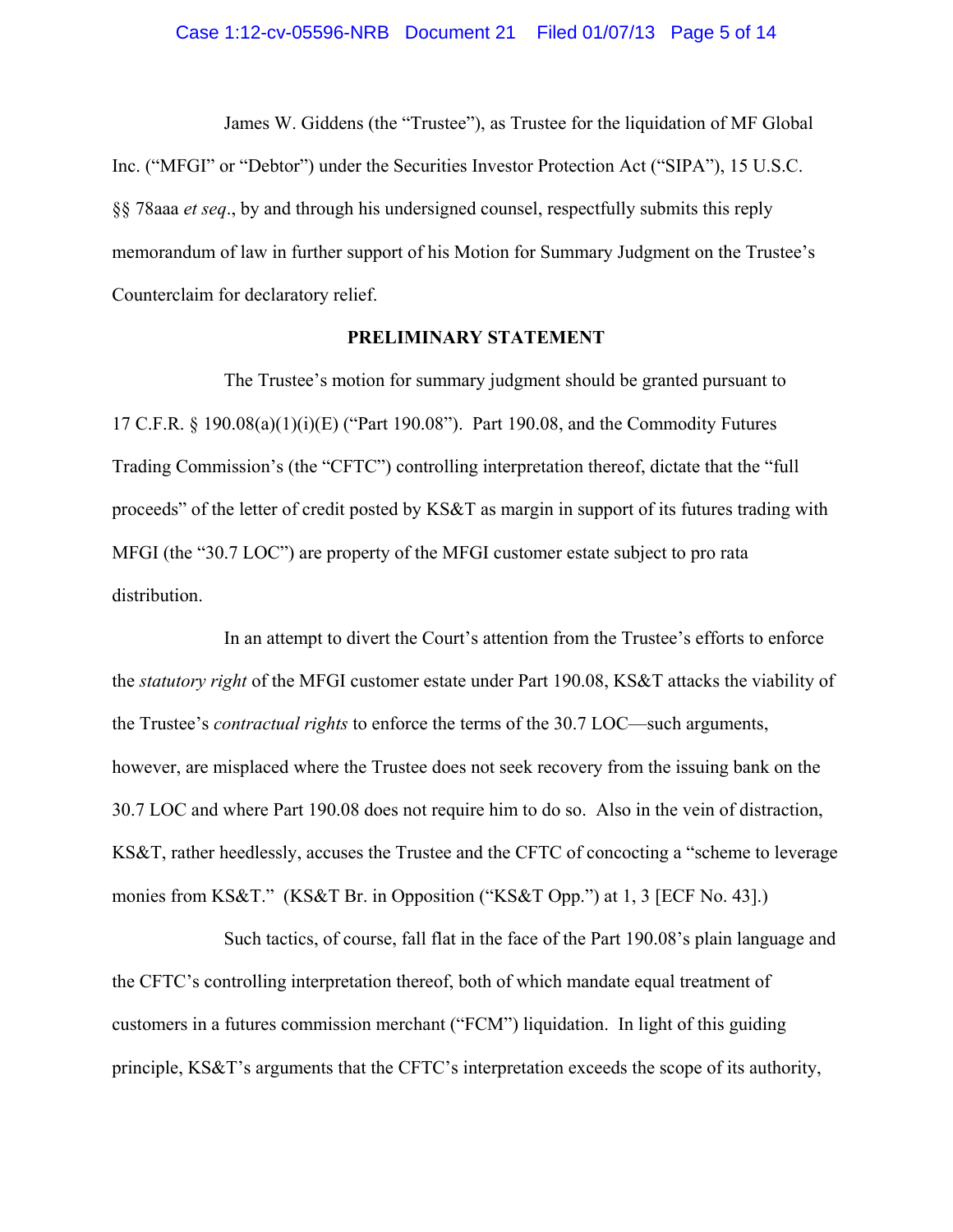James W. Giddens (the "Trustee"), as Trustee for the liquidation of MF Global Inc. ("MFGI" or "Debtor") under the Securities Investor Protection Act ("SIPA"), 15 U.S.C. §§ 78aaa *et seq*., by and through his undersigned counsel, respectfully submits this reply memorandum of law in further support of his Motion for Summary Judgment on the Trustee's Counterclaim for declaratory relief.

## PRELIMINARY STATEMENT

The Trustee's motion for summary judgment should be granted pursuant to 17 C.F.R. § 190.08(a)(1)(i)(E) ("Part 190.08"). Part 190.08, and the Commodity Futures Trading Commission's (the "CFTC") controlling interpretation thereof, dictate that the "full proceeds" of the letter of credit posted by KS&T as margin in support of its futures trading with MFGI (the "30.7 LOC") are property of the MFGI customer estate subject to pro rata distribution.

In an attempt to divert the Court's attention from the Trustee's efforts to enforce the *statutory right* of the MFGI customer estate under Part 190.08, KS&T attacks the viability of the Trustee's *contractual rights* to enforce the terms of the 30.7 LOC—such arguments, however, are misplaced where the Trustee does not seek recovery from the issuing bank on the 30.7 LOC and where Part 190.08 does not require him to do so. Also in the vein of distraction, KS&T, rather heedlessly, accuses the Trustee and the CFTC of concocting a "scheme to leverage monies from KS&T." (KS&T Br. in Opposition ("KS&T Opp.") at 1, 3 [ECF No. 43].)

Such tactics, of course, fall flat in the face of the Part 190.08's plain language and the CFTC's controlling interpretation thereof, both of which mandate equal treatment of customers in a futures commission merchant ("FCM") liquidation. In light of this guiding principle, KS&T's arguments that the CFTC's interpretation exceeds the scope of its authority,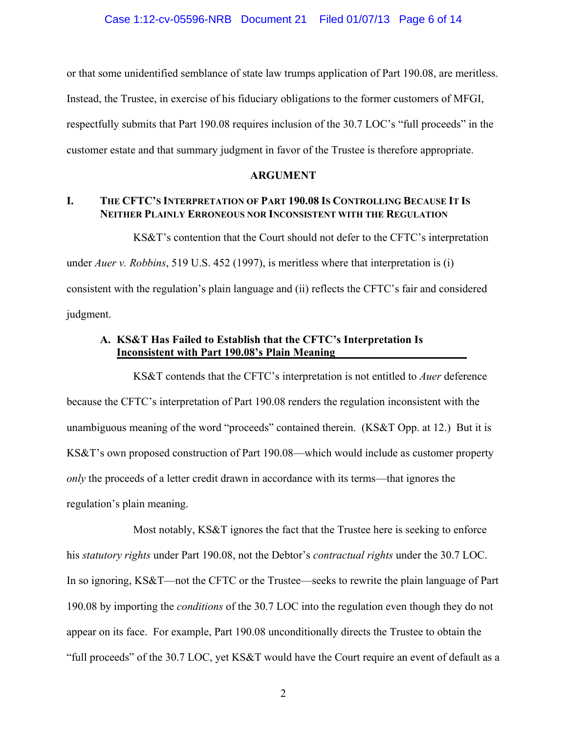or that some unidentified semblance of state law trumps application of Part 190.08, are meritless. Instead, the Trustee, in exercise of his fiduciary obligations to the former customers of MFGI, respectfully submits that Part 190.08 requires inclusion of the 30.7 LOC's "full proceeds" in the customer estate and that summary judgment in favor of the Trustee is therefore appropriate.

## ARGUMENT

### I. THE CFTC'S INTERPRETATION OF PART 190.08 IS CONTROLLING BECAUSE IT IS NEITHER PLAINLY ERRONEOUS NOR INCONSISTENT WITH THE REGULATION

KS&T's contention that the Court should not defer to the CFTC's interpretation under *Auer v. Robbins*, 519 U.S. 452 (1997), is meritless where that interpretation is (i) consistent with the regulation's plain language and (ii) reflects the CFTC's fair and considered judgment.

#### A. KS&T Has Failed to Establish that the CFTC's Interpretation Is Inconsistent with Part 190.08's Plain Meaning

KS&T contends that the CFTC's interpretation is not entitled to *Auer* deference because the CFTC's interpretation of Part 190.08 renders the regulation inconsistent with the unambiguous meaning of the word "proceeds" contained therein. (KS&T Opp. at 12.) But it is KS&T's own proposed construction of Part 190.08—which would include as customer property *only* the proceeds of a letter credit drawn in accordance with its terms—that ignores the regulation's plain meaning.

Most notably, KS&T ignores the fact that the Trustee here is seeking to enforce his *statutory rights* under Part 190.08, not the Debtor's *contractual rights* under the 30.7 LOC. In so ignoring, KS&T—not the CFTC or the Trustee—seeks to rewrite the plain language of Part 190.08 by importing the *conditions* of the 30.7 LOC into the regulation even though they do not appear on its face. For example, Part 190.08 unconditionally directs the Trustee to obtain the "full proceeds" of the 30.7 LOC, yet KS&T would have the Court require an event of default as a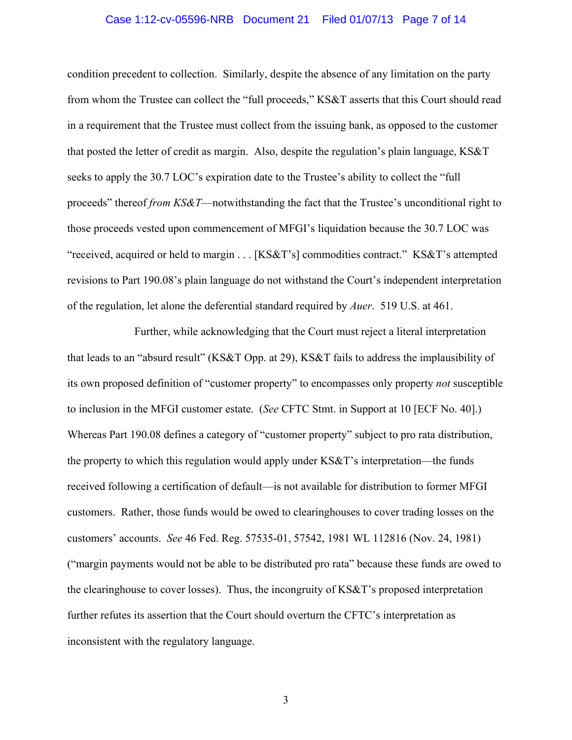condition precedent to collection. Similarly, despite the absence of any limitation on the party from whom the Trustee can collect the "full proceeds," KS&T asserts that this Court should read in a requirement that the Trustee must collect from the issuing bank, as opposed to the customer that posted the letter of credit as margin. Also, despite the regulation's plain language, KS&T seeks to apply the 30.7 LOC's expiration date to the Trustee's ability to collect the "full proceeds" thereof *from KS&T*—notwithstanding the fact that the Trustee's unconditional right to those proceeds vested upon commencement of MFGI's liquidation because the 30.7 LOC was "received, acquired or held to margin . . . [KS&T's] commodities contract." KS&T's attempted revisions to Part 190.08's plain language do not withstand the Court's independent interpretation of the regulation, let alone the deferential standard required by *Auer*. 519 U.S. at 461.

Further, while acknowledging that the Court must reject a literal interpretation that leads to an "absurd result" (KS&T Opp. at 29), KS&T fails to address the implausibility of its own proposed definition of "customer property" to encompasses only property *not* susceptible to inclusion in the MFGI customer estate. (*See* CFTC Stmt. in Support at 10 [ECF No. 40].) Whereas Part 190.08 defines a category of "customer property" subject to pro rata distribution, the property to which this regulation would apply under KS&T's interpretation—the funds received following a certification of default—is not available for distribution to former MFGI customers. Rather, those funds would be owed to clearinghouses to cover trading losses on the customers' accounts. *See* 46 Fed. Reg. 57535-01, 57542, 1981 WL 112816 (Nov. 24, 1981) ("margin payments would not be able to be distributed pro rata" because these funds are owed to the clearinghouse to cover losses). Thus, the incongruity of KS&T's proposed interpretation further refutes its assertion that the Court should overturn the CFTC's interpretation as inconsistent with the regulatory language.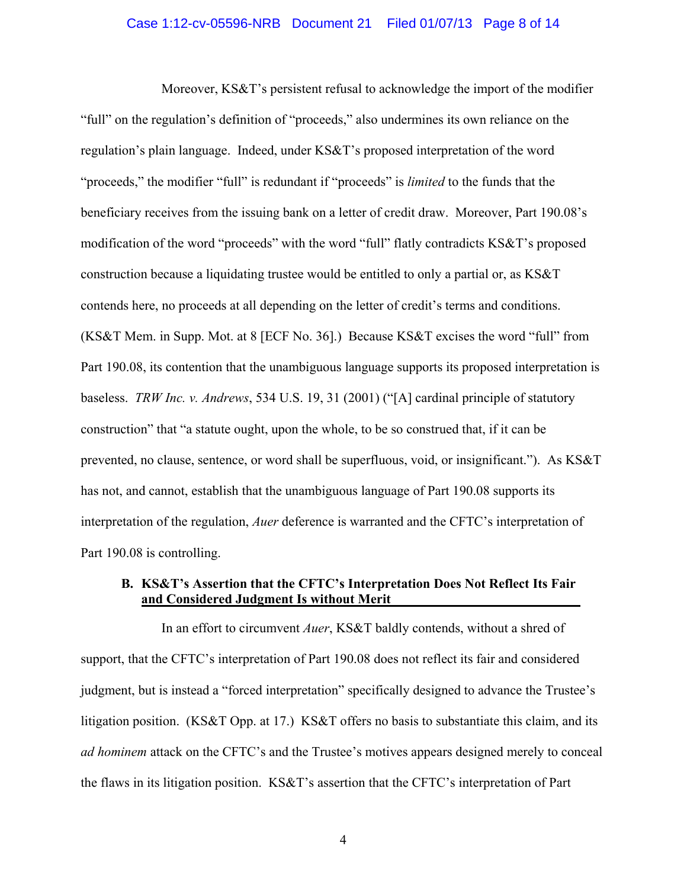Moreover, KS&T's persistent refusal to acknowledge the import of the modifier "full" on the regulation's definition of "proceeds," also undermines its own reliance on the regulation's plain language. Indeed, under KS&T's proposed interpretation of the word "proceeds," the modifier "full" is redundant if "proceeds" is *limited* to the funds that the beneficiary receives from the issuing bank on a letter of credit draw. Moreover, Part 190.08's modification of the word "proceeds" with the word "full" flatly contradicts KS&T's proposed construction because a liquidating trustee would be entitled to only a partial or, as KS&T contends here, no proceeds at all depending on the letter of credit's terms and conditions. (KS&T Mem. in Supp. Mot. at 8 [ECF No. 36].) Because KS&T excises the word "full" from Part 190.08, its contention that the unambiguous language supports its proposed interpretation is baseless. *TRW Inc. v. Andrews*, 534 U.S. 19, 31 (2001) ("[A] cardinal principle of statutory construction" that "a statute ought, upon the whole, to be so construed that, if it can be prevented, no clause, sentence, or word shall be superfluous, void, or insignificant."). As KS&T has not, and cannot, establish that the unambiguous language of Part 190.08 supports its interpretation of the regulation, *Auer* deference is warranted and the CFTC's interpretation of Part 190.08 is controlling.

### B. KS&T's Assertion that the CFTC's Interpretation Does Not Reflect Its Fair and Considered Judgment Is without Merit

In an effort to circumvent *Auer*, KS&T baldly contends, without a shred of support, that the CFTC's interpretation of Part 190.08 does not reflect its fair and considered judgment, but is instead a "forced interpretation" specifically designed to advance the Trustee's litigation position. (KS&T Opp. at 17.) KS&T offers no basis to substantiate this claim, and its *ad hominem* attack on the CFTC's and the Trustee's motives appears designed merely to conceal the flaws in its litigation position. KS&T's assertion that the CFTC's interpretation of Part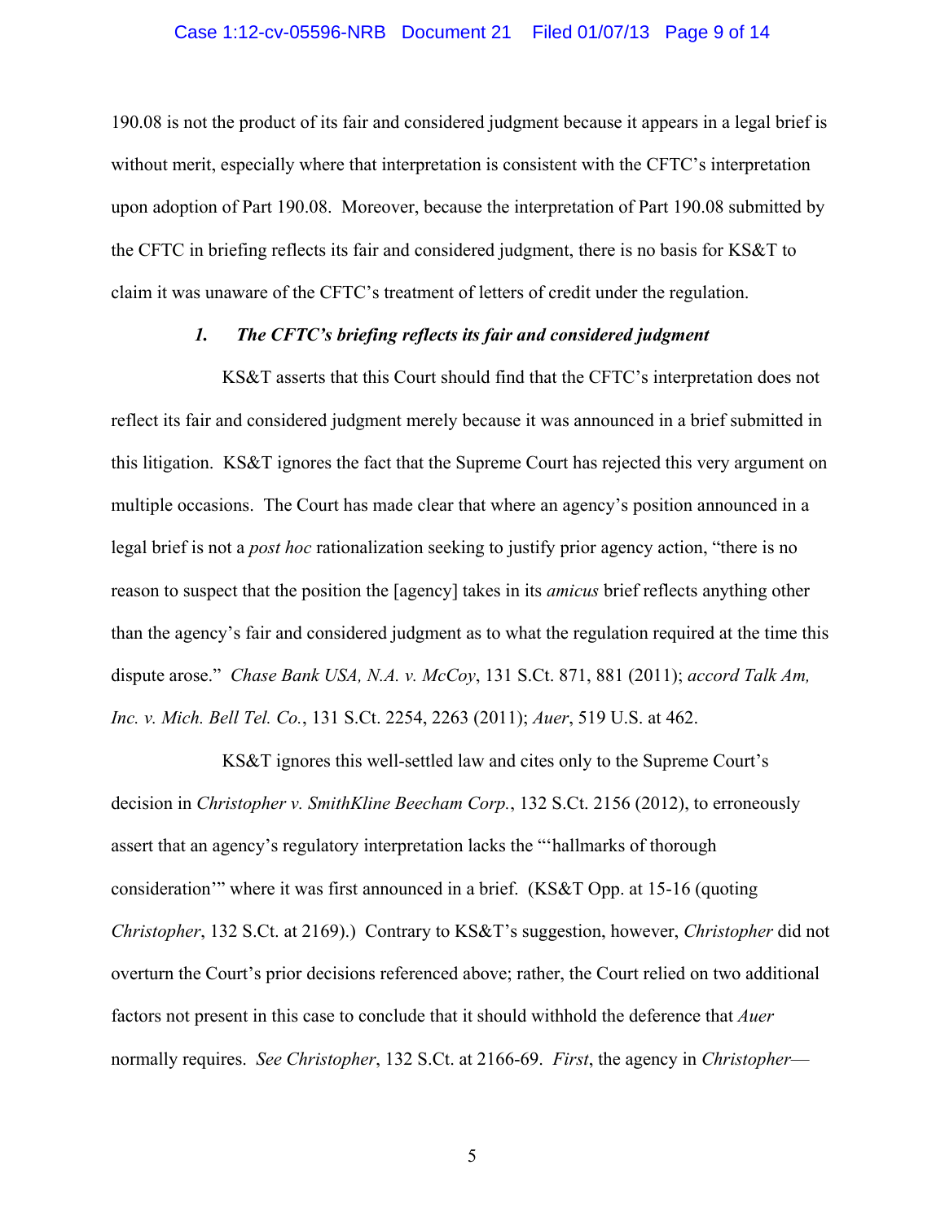190.08 is not the product of its fair and considered judgment because it appears in a legal brief is without merit, especially where that interpretation is consistent with the CFTC's interpretation upon adoption of Part 190.08. Moreover, because the interpretation of Part 190.08 submitted by the CFTC in briefing reflects its fair and considered judgment, there is no basis for KS&T to claim it was unaware of the CFTC's treatment of letters of credit under the regulation.

### *1. The CFTC's briefing reflects its fair and considered judgment*

KS&T asserts that this Court should find that the CFTC's interpretation does not reflect its fair and considered judgment merely because it was announced in a brief submitted in this litigation. KS&T ignores the fact that the Supreme Court has rejected this very argument on multiple occasions. The Court has made clear that where an agency's position announced in a legal brief is not a *post hoc* rationalization seeking to justify prior agency action, "there is no reason to suspect that the position the [agency] takes in its *amicus* brief reflects anything other than the agency's fair and considered judgment as to what the regulation required at the time this dispute arose." *Chase Bank USA, N.A. v. McCoy*, 131 S.Ct. 871, 881 (2011); *accord Talk Am, Inc. v. Mich. Bell Tel. Co.*, 131 S.Ct. 2254, 2263 (2011); *Auer*, 519 U.S. at 462.

KS&T ignores this well-settled law and cites only to the Supreme Court's decision in *Christopher v. SmithKline Beecham Corp.*, 132 S.Ct. 2156 (2012), to erroneously assert that an agency's regulatory interpretation lacks the "'hallmarks of thorough consideration'" where it was first announced in a brief. (KS&T Opp. at 15-16 (quoting *Christopher*, 132 S.Ct. at 2169).) Contrary to KS&T's suggestion, however, *Christopher* did not overturn the Court's prior decisions referenced above; rather, the Court relied on two additional factors not present in this case to conclude that it should withhold the deference that *Auer* normally requires. *See Christopher*, 132 S.Ct. at 2166-69. *First*, the agency in *Christopher*—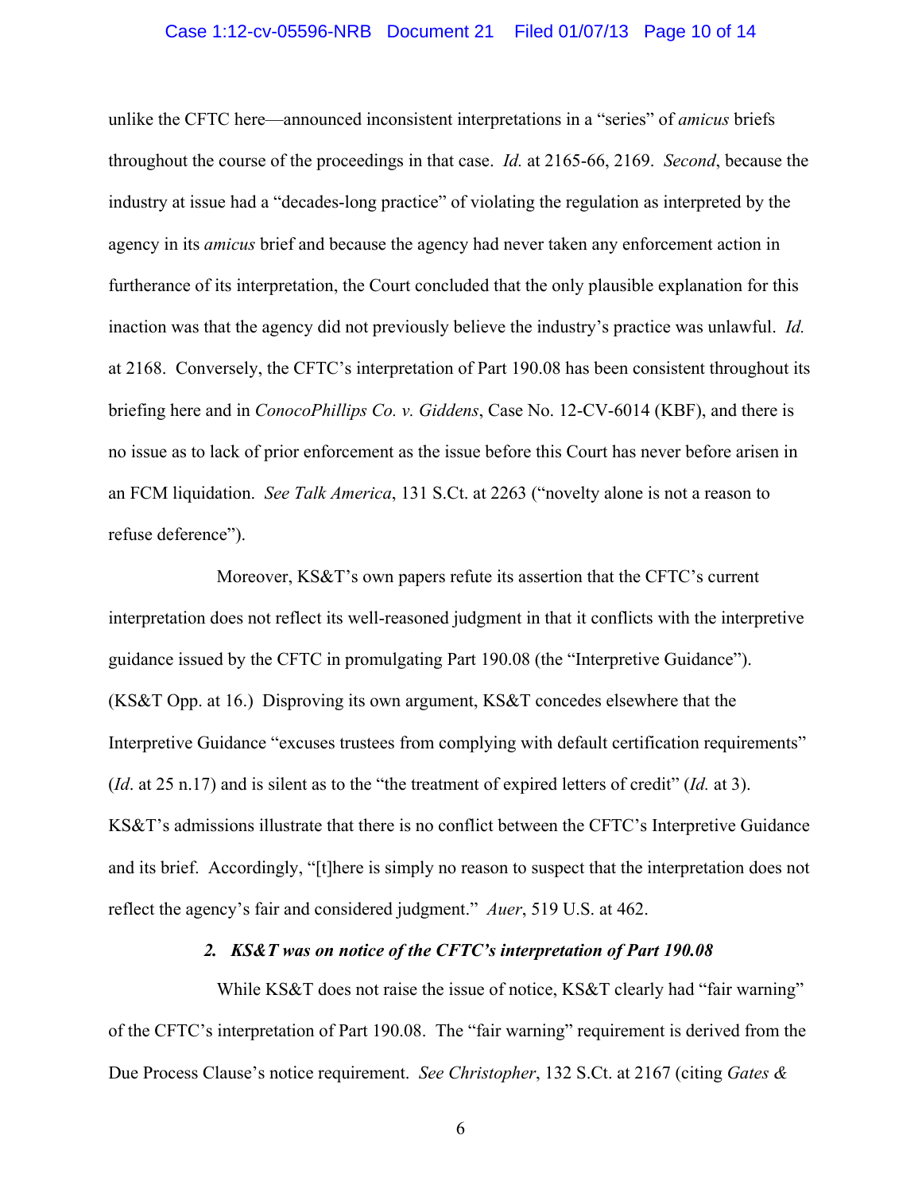unlike the CFTC here—announced inconsistent interpretations in a "series" of *amicus* briefs throughout the course of the proceedings in that case. *Id.* at 2165-66, 2169. *Second*, because the industry at issue had a "decades-long practice" of violating the regulation as interpreted by the agency in its *amicus* brief and because the agency had never taken any enforcement action in furtherance of its interpretation, the Court concluded that the only plausible explanation for this inaction was that the agency did not previously believe the industry's practice was unlawful. *Id.* at 2168. Conversely, the CFTC's interpretation of Part 190.08 has been consistent throughout its briefing here and in *ConocoPhillips Co. v. Giddens*, Case No. 12-CV-6014 (KBF), and there is no issue as to lack of prior enforcement as the issue before this Court has never before arisen in an FCM liquidation. *See Talk America*, 131 S.Ct. at 2263 ("novelty alone is not a reason to refuse deference").

Moreover, KS&T's own papers refute its assertion that the CFTC's current interpretation does not reflect its well-reasoned judgment in that it conflicts with the interpretive guidance issued by the CFTC in promulgating Part 190.08 (the "Interpretive Guidance"). (KS&T Opp. at 16.) Disproving its own argument, KS&T concedes elsewhere that the Interpretive Guidance "excuses trustees from complying with default certification requirements" (*Id*. at 25 n.17) and is silent as to the "the treatment of expired letters of credit" (*Id.* at 3). KS&T's admissions illustrate that there is no conflict between the CFTC's Interpretive Guidance and its brief. Accordingly, "[t]here is simply no reason to suspect that the interpretation does not reflect the agency's fair and considered judgment." *Auer*, 519 U.S. at 462.

***2. KS&T was on notice of the CFTC's interpretation of Part 190.08***

While KS&T does not raise the issue of notice, KS&T clearly had "fair warning" of the CFTC's interpretation of Part 190.08. The "fair warning" requirement is derived from the Due Process Clause's notice requirement. *See Christopher*, 132 S.Ct. at 2167 (citing *Gates &*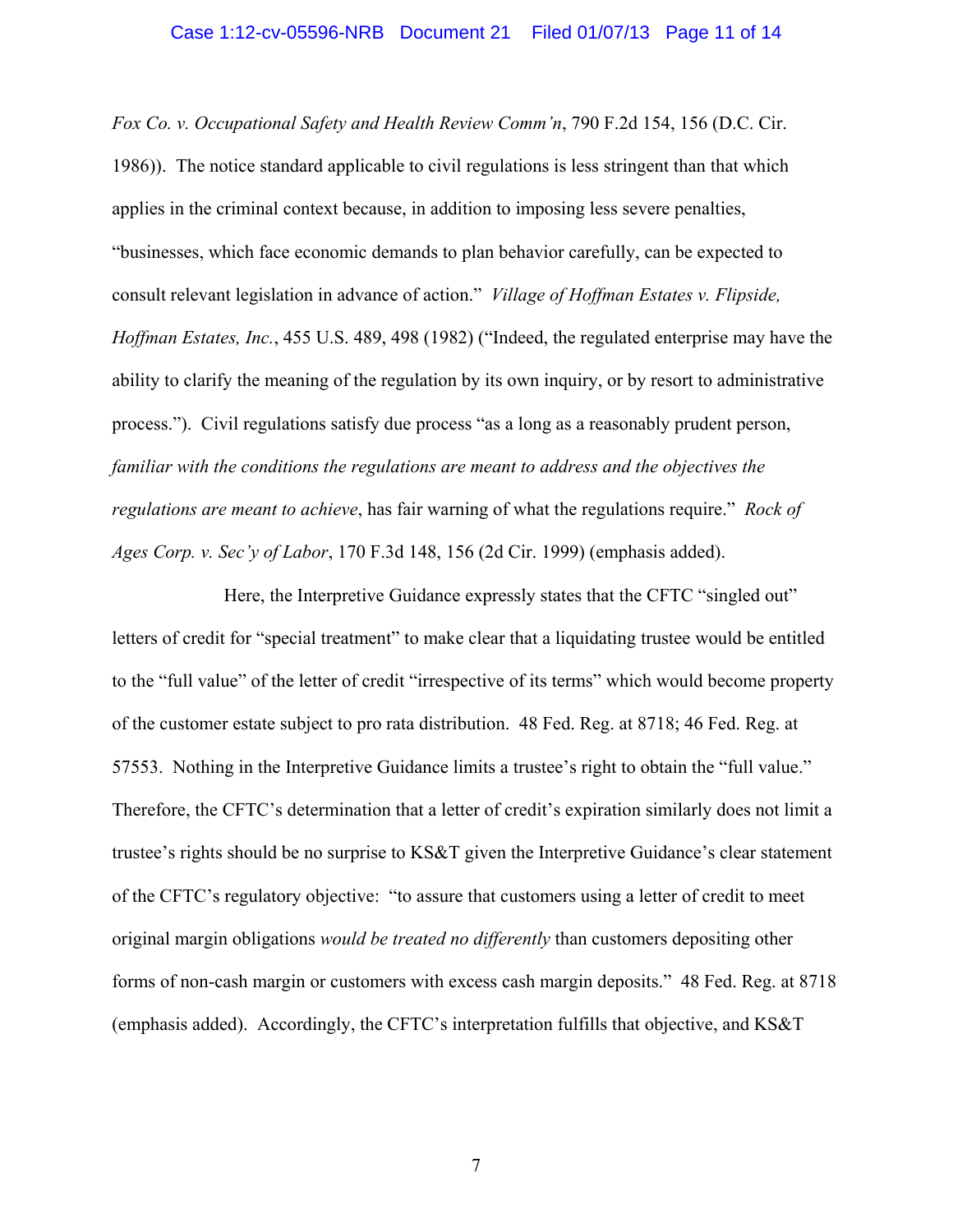*Fox Co. v. Occupational Safety and Health Review Comm'n*, 790 F.2d 154, 156 (D.C. Cir. 1986)). The notice standard applicable to civil regulations is less stringent than that which applies in the criminal context because, in addition to imposing less severe penalties, "businesses, which face economic demands to plan behavior carefully, can be expected to consult relevant legislation in advance of action." *Village of Hoffman Estates v. Flipside, Hoffman Estates, Inc.*, 455 U.S. 489, 498 (1982) ("Indeed, the regulated enterprise may have the ability to clarify the meaning of the regulation by its own inquiry, or by resort to administrative process."). Civil regulations satisfy due process "as a long as a reasonably prudent person, *familiar with the conditions the regulations are meant to address and the objectives the regulations are meant to achieve*, has fair warning of what the regulations require." *Rock of Ages Corp. v. Sec'y of Labor*, 170 F.3d 148, 156 (2d Cir. 1999) (emphasis added).

Here, the Interpretive Guidance expressly states that the CFTC "singled out" letters of credit for "special treatment" to make clear that a liquidating trustee would be entitled to the "full value" of the letter of credit "irrespective of its terms" which would become property of the customer estate subject to pro rata distribution. 48 Fed. Reg. at 8718; 46 Fed. Reg. at 57553. Nothing in the Interpretive Guidance limits a trustee's right to obtain the "full value." Therefore, the CFTC's determination that a letter of credit's expiration similarly does not limit a trustee's rights should be no surprise to KS&T given the Interpretive Guidance's clear statement of the CFTC's regulatory objective: "to assure that customers using a letter of credit to meet original margin obligations *would be treated no differently* than customers depositing other forms of non-cash margin or customers with excess cash margin deposits." 48 Fed. Reg. at 8718 (emphasis added). Accordingly, the CFTC's interpretation fulfills that objective, and KS&T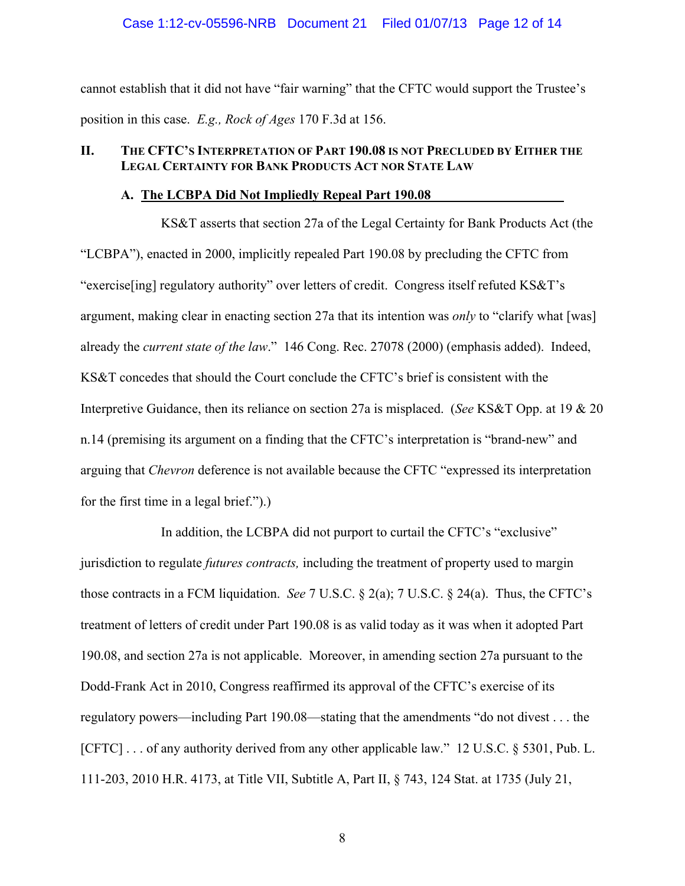cannot establish that it did not have "fair warning" that the CFTC would support the Trustee's position in this case. *E.g., Rock of Ages* 170 F.3d at 156.

## II. THE CFTC'S INTERPRETATION OF PART 190.08 IS NOT PRECLUDED BY EITHER THE LEGAL CERTAINTY FOR BANK PRODUCTS ACT NOR STATE LAW

### A. The LCBPA Did Not Impliedly Repeal Part 190.08

KS&T asserts that section 27a of the Legal Certainty for Bank Products Act (the "LCBPA"), enacted in 2000, implicitly repealed Part 190.08 by precluding the CFTC from "exercise[ing] regulatory authority" over letters of credit. Congress itself refuted KS&T's argument, making clear in enacting section 27a that its intention was *only* to "clarify what [was] already the *current state of the law*." 146 Cong. Rec. 27078 (2000) (emphasis added). Indeed, KS&T concedes that should the Court conclude the CFTC's brief is consistent with the Interpretive Guidance, then its reliance on section 27a is misplaced. (*See* KS&T Opp. at 19 & 20 n.14 (premising its argument on a finding that the CFTC's interpretation is "brand-new" and arguing that *Chevron* deference is not available because the CFTC "expressed its interpretation for the first time in a legal brief.").)

In addition, the LCBPA did not purport to curtail the CFTC's "exclusive" jurisdiction to regulate *futures contracts,* including the treatment of property used to margin those contracts in a FCM liquidation. *See* 7 U.S.C. § 2(a); 7 U.S.C. § 24(a). Thus, the CFTC's treatment of letters of credit under Part 190.08 is as valid today as it was when it adopted Part 190.08, and section 27a is not applicable. Moreover, in amending section 27a pursuant to the Dodd-Frank Act in 2010, Congress reaffirmed its approval of the CFTC's exercise of its regulatory powers—including Part 190.08—stating that the amendments "do not divest . . . the [CFTC] . . . of any authority derived from any other applicable law." 12 U.S.C. § 5301, Pub. L. 111-203, 2010 H.R. 4173, at Title VII, Subtitle A, Part II, § 743, 124 Stat. at 1735 (July 21,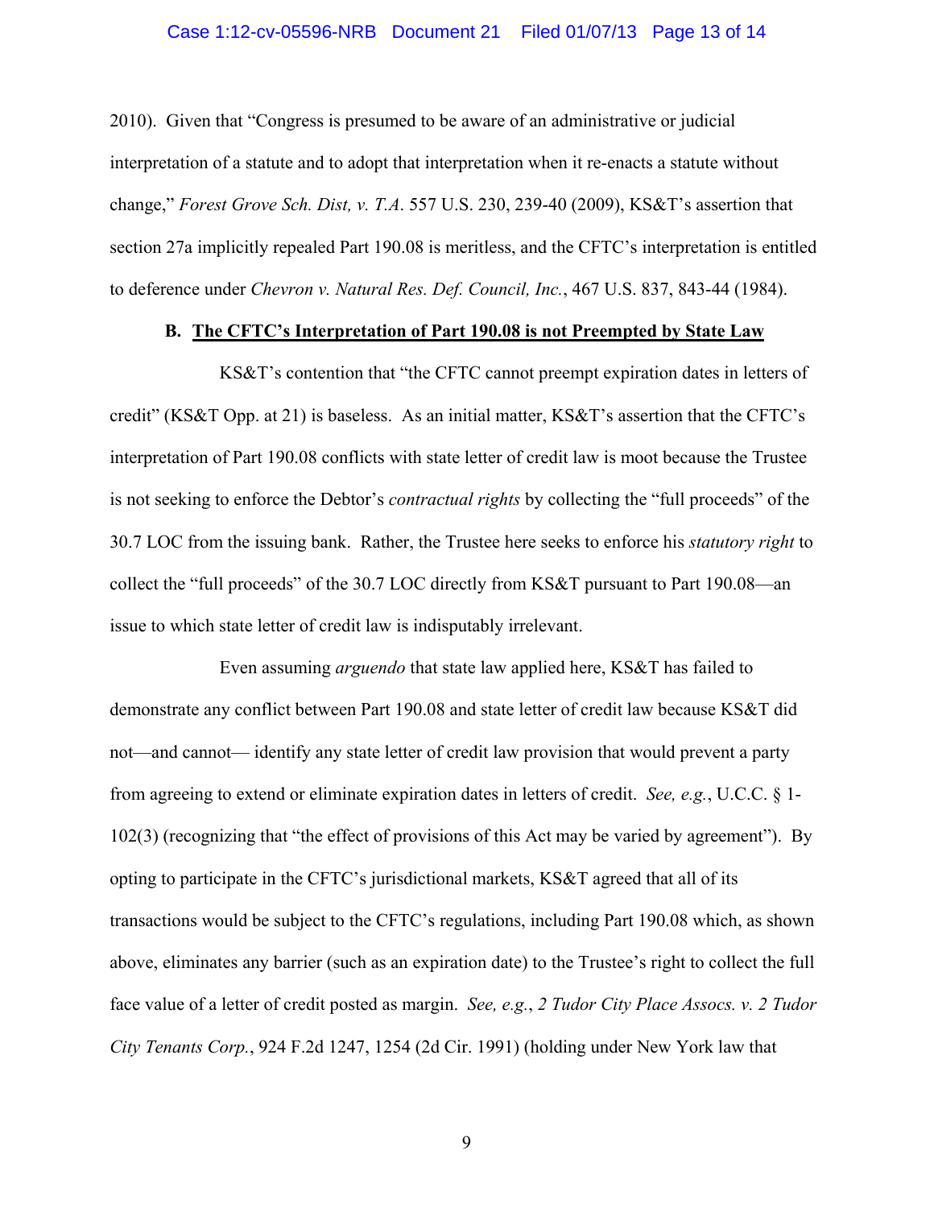2010). Given that "Congress is presumed to be aware of an administrative or judicial interpretation of a statute and to adopt that interpretation when it re-enacts a statute without change," *Forest Grove Sch. Dist, v. T.A*. 557 U.S. 230, 239-40 (2009), KS&T's assertion that section 27a implicitly repealed Part 190.08 is meritless, and the CFTC's interpretation is entitled to deference under *Chevron v. Natural Res. Def. Council, Inc.*, 467 U.S. 837, 843-44 (1984).

**B. <u>The CFTC's Interpretation of Part 190.08 is not Preempted by State Law</u>**

KS&T's contention that "the CFTC cannot preempt expiration dates in letters of credit" (KS&T Opp. at 21) is baseless. As an initial matter, KS&T's assertion that the CFTC's interpretation of Part 190.08 conflicts with state letter of credit law is moot because the Trustee is not seeking to enforce the Debtor's *contractual rights* by collecting the "full proceeds" of the 30.7 LOC from the issuing bank. Rather, the Trustee here seeks to enforce his *statutory right* to collect the "full proceeds" of the 30.7 LOC directly from KS&T pursuant to Part 190.08—an issue to which state letter of credit law is indisputably irrelevant.

Even assuming *arguendo* that state law applied here, KS&T has failed to demonstrate any conflict between Part 190.08 and state letter of credit law because KS&T did not—and cannot— identify any state letter of credit law provision that would prevent a party from agreeing to extend or eliminate expiration dates in letters of credit. *See, e.g.*, U.C.C. § 1-102(3) (recognizing that "the effect of provisions of this Act may be varied by agreement"). By opting to participate in the CFTC's jurisdictional markets, KS&T agreed that all of its transactions would be subject to the CFTC's regulations, including Part 190.08 which, as shown above, eliminates any barrier (such as an expiration date) to the Trustee's right to collect the full face value of a letter of credit posted as margin. *See, e.g.*, *2 Tudor City Place Assocs. v. 2 Tudor City Tenants Corp.*, 924 F.2d 1247, 1254 (2d Cir. 1991) (holding under New York law that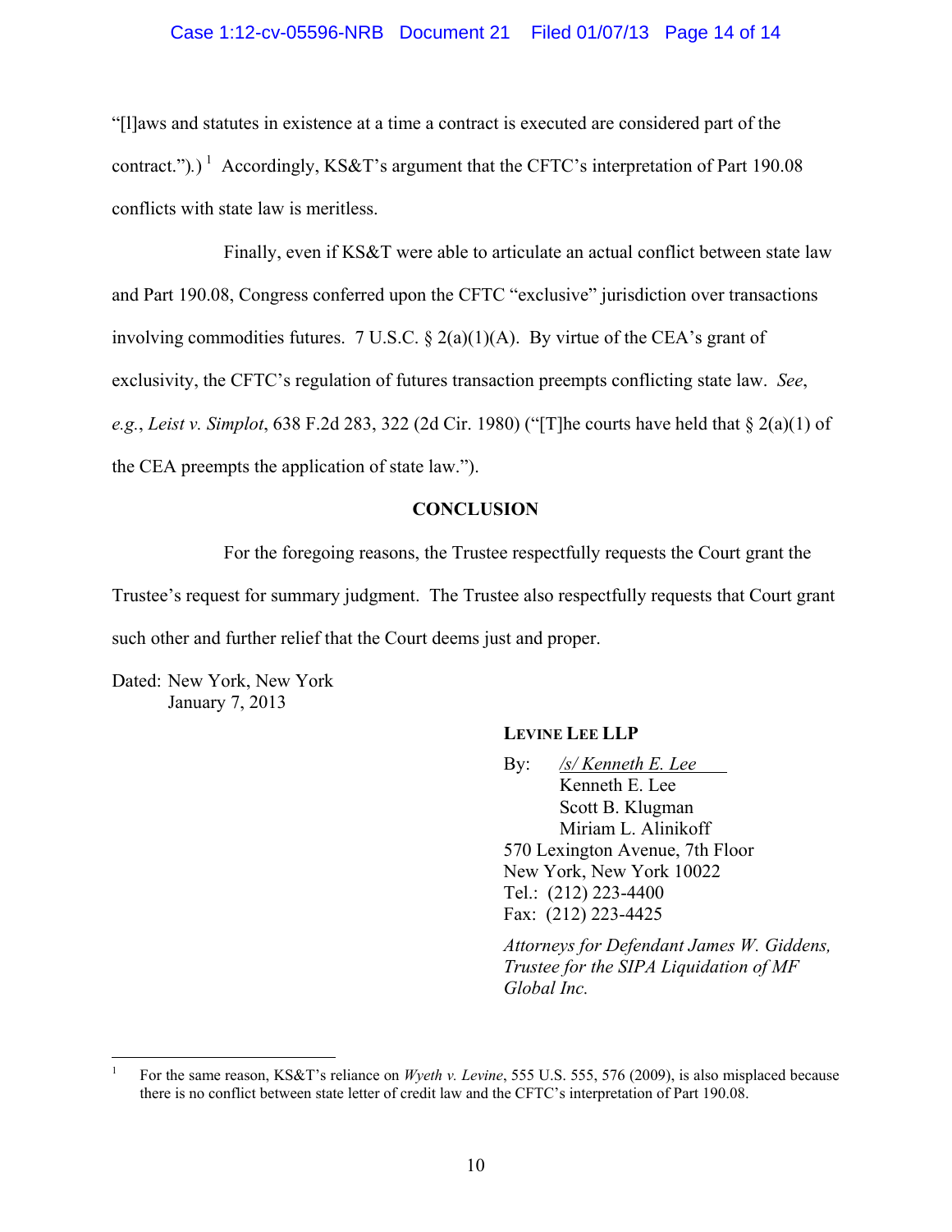"[l]aws and statutes in existence at a time a contract is executed are considered part of the contract.").)[1] Accordingly, KS&T's argument that the CFTC's interpretation of Part 190.08 conflicts with state law is meritless.

Finally, even if KS&T were able to articulate an actual conflict between state law and Part 190.08, Congress conferred upon the CFTC "exclusive" jurisdiction over transactions involving commodities futures. 7 U.S.C. § 2(a)(1)(A). By virtue of the CEA's grant of exclusivity, the CFTC's regulation of futures transaction preempts conflicting state law. *See*, *e.g.*, *Leist v. Simplot*, 638 F.2d 283, 322 (2d Cir. 1980) ("[T]he courts have held that § 2(a)(1) of the CEA preempts the application of state law.").

**CONCLUSION**

For the foregoing reasons, the Trustee respectfully requests the Court grant the Trustee's request for summary judgment. The Trustee also respectfully requests that Court grant such other and further relief that the Court deems just and proper.

Dated: New York, New York
January 7, 2013

**LEVINE LEE LLP**

By: */s/ Kenneth E. Lee*
Kenneth E. Lee
Scott B. Klugman
Miriam L. Alinikoff
570 Lexington Avenue, 7th Floor
New York, New York 10022
Tel.: (212) 223-4400
Fax: (212) 223-4425

*Attorneys for Defendant James W. Giddens, Trustee for the SIPA Liquidation of MF Global Inc.*

---

[1] For the same reason, KS&T's reliance on *Wyeth v. Levine*, 555 U.S. 555, 576 (2009), is also misplaced because there is no conflict between state letter of credit law and the CFTC's interpretation of Part 190.08.